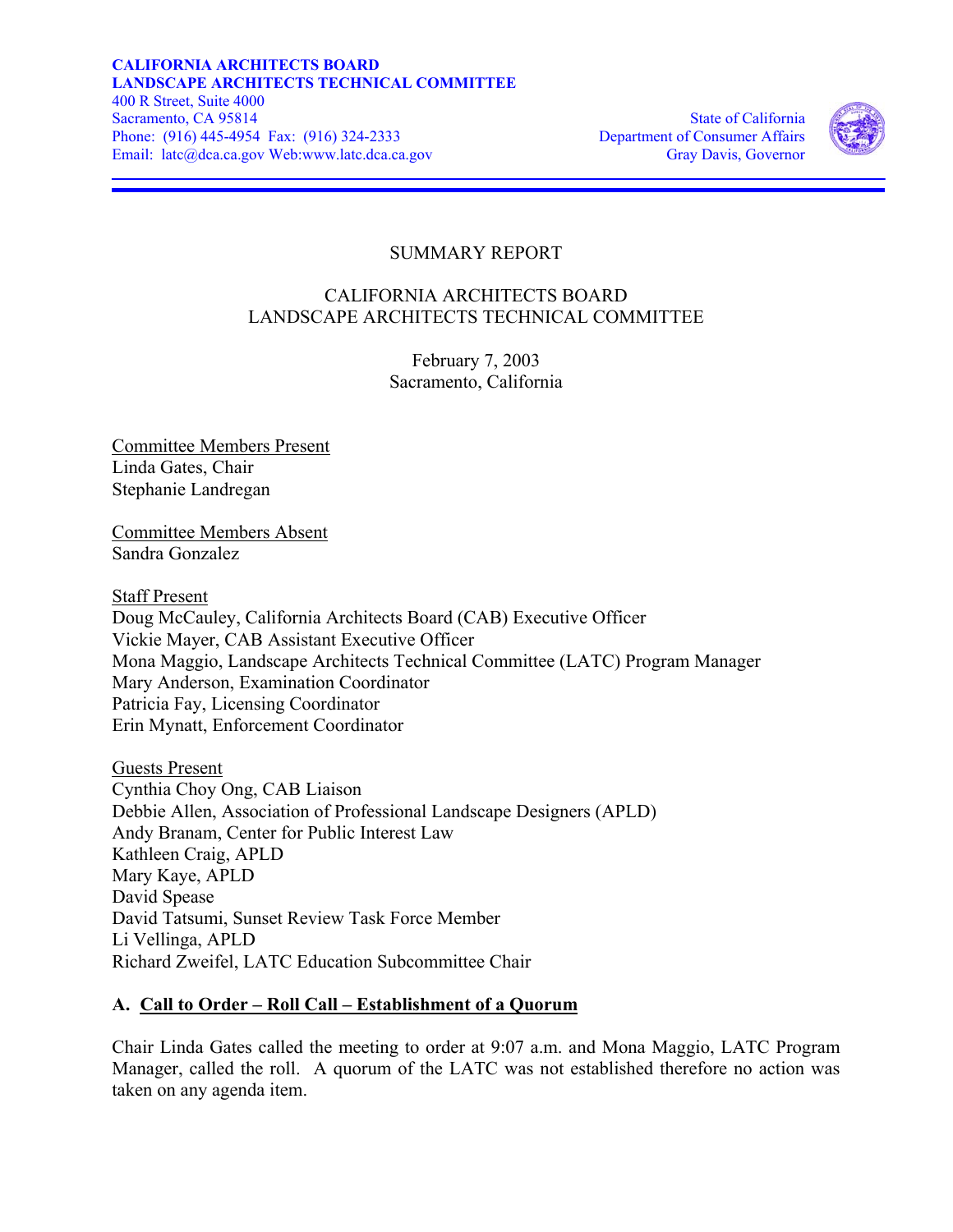**CALIFORNIA ARCHITECTS BOARD**
**LANDSCAPE ARCHITECTS TECHNICAL COMMITTEE**
400 R Street, Suite 4000
Sacramento, CA 95814
Phone: (916) 445-4954 Fax: (916) 324-2333
Email: latc@dca.ca.gov Web:www.latc.dca.ca.gov

State of California
Department of Consumer Affairs
Gray Davis, Governor

SUMMARY REPORT

CALIFORNIA ARCHITECTS BOARD
LANDSCAPE ARCHITECTS TECHNICAL COMMITTEE

February 7, 2003
Sacramento, California

Committee Members Present
Linda Gates, Chair
Stephanie Landregan

Committee Members Absent
Sandra Gonzalez

Staff Present
Doug McCauley, California Architects Board (CAB) Executive Officer
Vickie Mayer, CAB Assistant Executive Officer
Mona Maggio, Landscape Architects Technical Committee (LATC) Program Manager
Mary Anderson, Examination Coordinator
Patricia Fay, Licensing Coordinator
Erin Mynatt, Enforcement Coordinator

Guests Present
Cynthia Choy Ong, CAB Liaison
Debbie Allen, Association of Professional Landscape Designers (APLD)
Andy Branam, Center for Public Interest Law
Kathleen Craig, APLD
Mary Kaye, APLD
David Spease
David Tatsumi, Sunset Review Task Force Member
Li Vellinga, APLD
Richard Zweifel, LATC Education Subcommittee Chair

**A. Call to Order – Roll Call – Establishment of a Quorum**

Chair Linda Gates called the meeting to order at 9:07 a.m. and Mona Maggio, LATC Program Manager, called the roll. A quorum of the LATC was not established therefore no action was taken on any agenda item.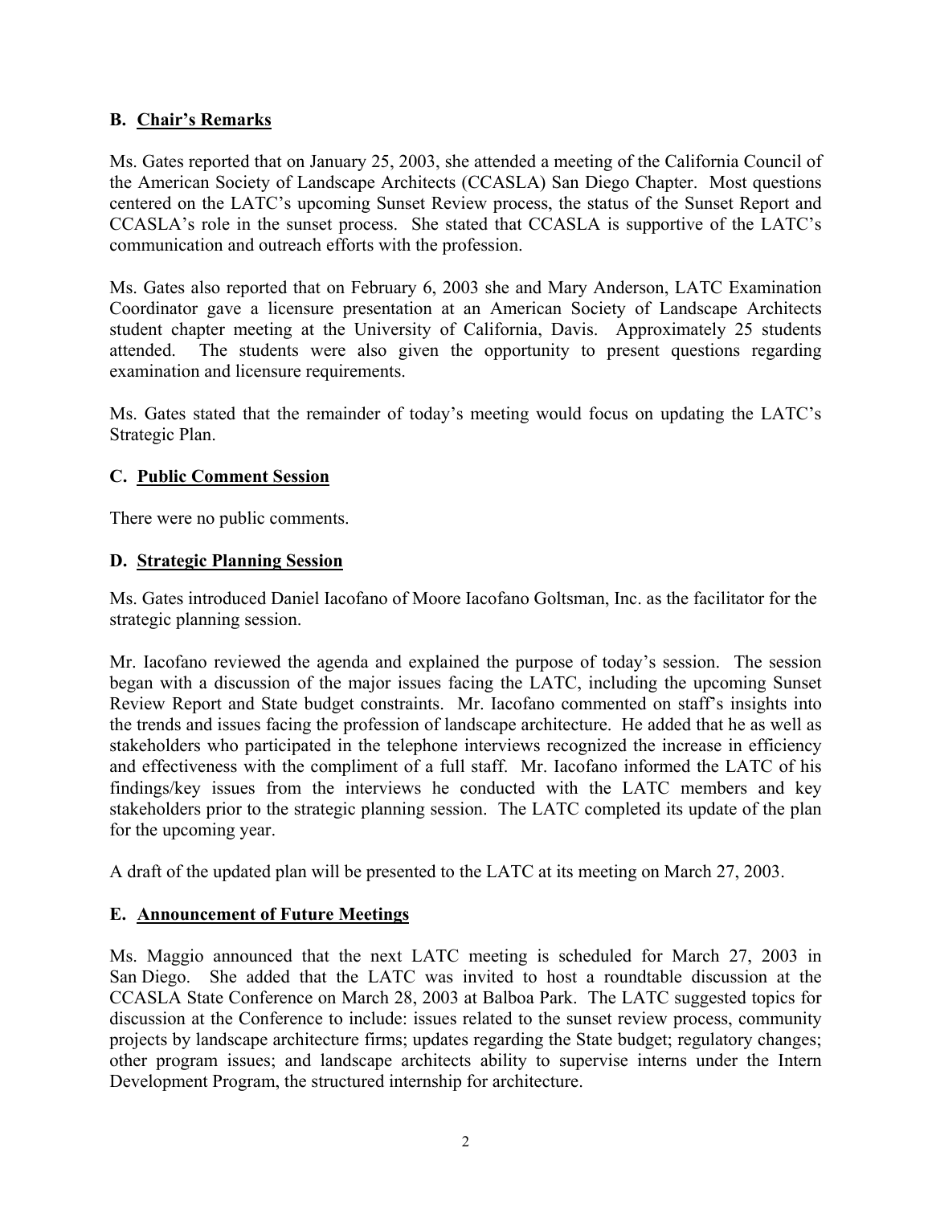## B. **Chair's Remarks**

Ms. Gates reported that on January 25, 2003, she attended a meeting of the California Council of the American Society of Landscape Architects (CCASLA) San Diego Chapter. Most questions centered on the LATC's upcoming Sunset Review process, the status of the Sunset Report and CCASLA's role in the sunset process. She stated that CCASLA is supportive of the LATC's communication and outreach efforts with the profession.

Ms. Gates also reported that on February 6, 2003 she and Mary Anderson, LATC Examination Coordinator gave a licensure presentation at an American Society of Landscape Architects student chapter meeting at the University of California, Davis. Approximately 25 students attended. The students were also given the opportunity to present questions regarding examination and licensure requirements.

Ms. Gates stated that the remainder of today's meeting would focus on updating the LATC's Strategic Plan.

## C. **Public Comment Session**

There were no public comments.

## D. **Strategic Planning Session**

Ms. Gates introduced Daniel Iacofano of Moore Iacofano Goltsman, Inc. as the facilitator for the strategic planning session.

Mr. Iacofano reviewed the agenda and explained the purpose of today's session. The session began with a discussion of the major issues facing the LATC, including the upcoming Sunset Review Report and State budget constraints. Mr. Iacofano commented on staff's insights into the trends and issues facing the profession of landscape architecture. He added that he as well as stakeholders who participated in the telephone interviews recognized the increase in efficiency and effectiveness with the compliment of a full staff. Mr. Iacofano informed the LATC of his findings/key issues from the interviews he conducted with the LATC members and key stakeholders prior to the strategic planning session. The LATC completed its update of the plan for the upcoming year.

A draft of the updated plan will be presented to the LATC at its meeting on March 27, 2003.

## E. **Announcement of Future Meetings**

Ms. Maggio announced that the next LATC meeting is scheduled for March 27, 2003 in San Diego. She added that the LATC was invited to host a roundtable discussion at the CCASLA State Conference on March 28, 2003 at Balboa Park. The LATC suggested topics for discussion at the Conference to include: issues related to the sunset review process, community projects by landscape architecture firms; updates regarding the State budget; regulatory changes; other program issues; and landscape architects ability to supervise interns under the Intern Development Program, the structured internship for architecture.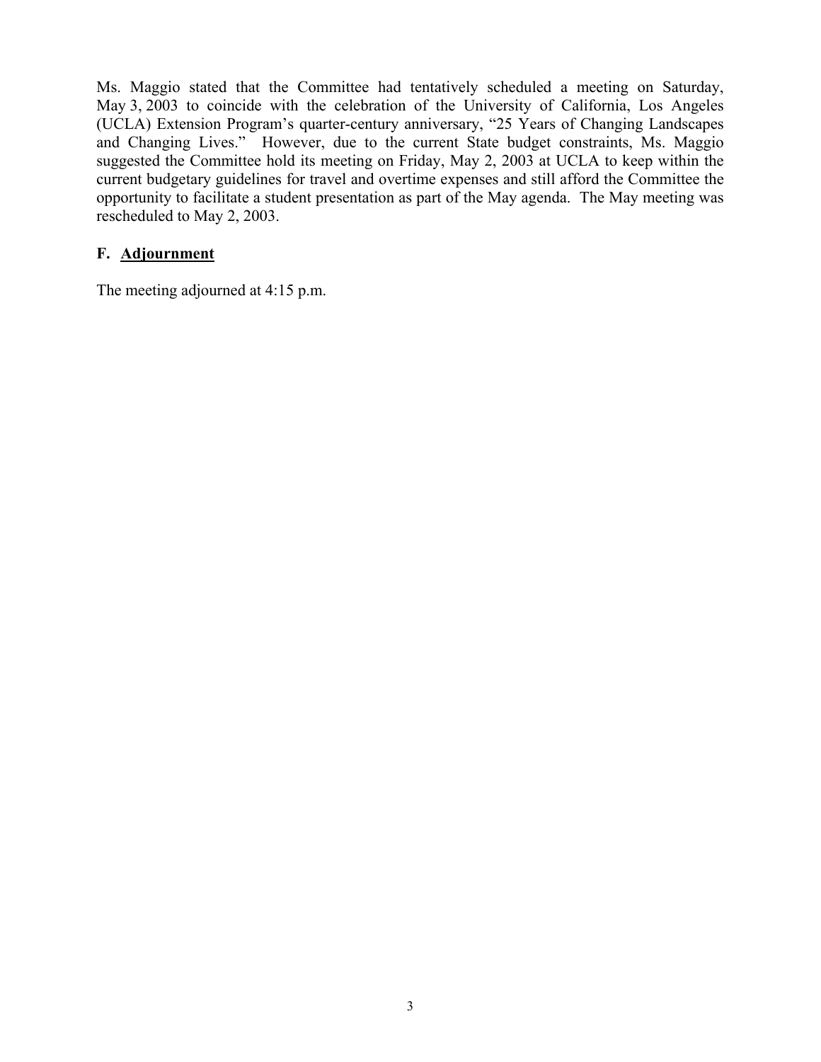Ms. Maggio stated that the Committee had tentatively scheduled a meeting on Saturday, May 3, 2003 to coincide with the celebration of the University of California, Los Angeles (UCLA) Extension Program's quarter-century anniversary, "25 Years of Changing Landscapes and Changing Lives." However, due to the current State budget constraints, Ms. Maggio suggested the Committee hold its meeting on Friday, May 2, 2003 at UCLA to keep within the current budgetary guidelines for travel and overtime expenses and still afford the Committee the opportunity to facilitate a student presentation as part of the May agenda. The May meeting was rescheduled to May 2, 2003.

## F. Adjournment

The meeting adjourned at 4:15 p.m.